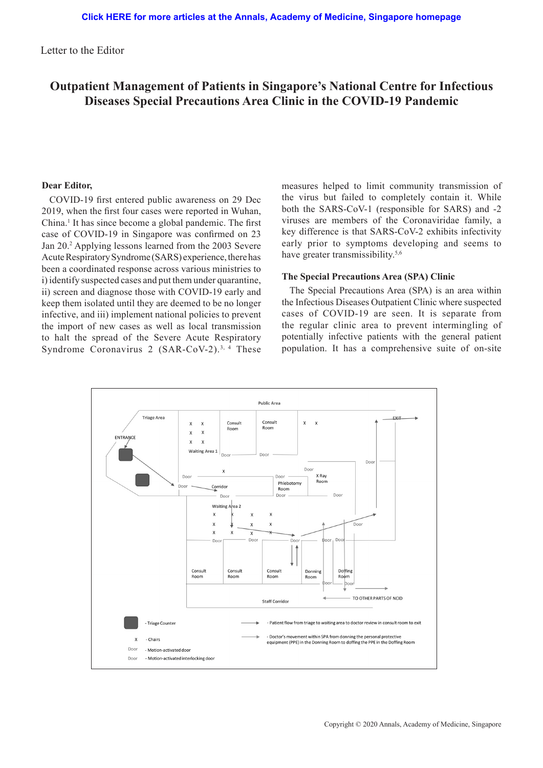Letter to the Editor

# Outpatient Management of Patients in Singapore's National Centre for Infectious Diseases Special Precautions Area Clinic in the COVID-19 Pandemic

**Dear Editor,**

COVID-19 first entered public awareness on 29 Dec 2019, when the first four cases were reported in Wuhan, China.[1] It has since become a global pandemic. The first case of COVID-19 in Singapore was confirmed on 23 Jan 20.[2] Applying lessons learned from the 2003 Severe Acute Respiratory Syndrome (SARS) experience, there has been a coordinated response across various ministries to i) identify suspected cases and put them under quarantine, ii) screen and diagnose those with COVID-19 early and keep them isolated until they are deemed to be no longer infective, and iii) implement national policies to prevent the import of new cases as well as local transmission to halt the spread of the Severe Acute Respiratory Syndrome Coronavirus 2 (SAR-CoV-2).[3, 4] These measures helped to limit community transmission of the virus but failed to completely contain it. While both the SARS-CoV-1 (responsible for SARS) and -2 viruses are members of the Coronaviridae family, a key difference is that SARS-CoV-2 exhibits infectivity early prior to symptoms developing and seems to have greater transmissibility.[5,6]

## The Special Precautions Area (SPA) Clinic

The Special Precautions Area (SPA) is an area within the Infectious Diseases Outpatient Clinic where suspected cases of COVID-19 are seen. It is separate from the regular clinic area to prevent intermingling of potentially infective patients with the general patient population. It has a comprehensive suite of on-site

- Triage Counter
- X - Chairs
- Door - Motion-activated door
- Door - Motion-activated interlocking door
- → - Patient flow from triage to waiting area to doctor review in consult room to exit
- → - Doctor's movement within SPA from donning the personal protective equipment (PPE) in the Donning Room to doffing the PPE in the Doffing Room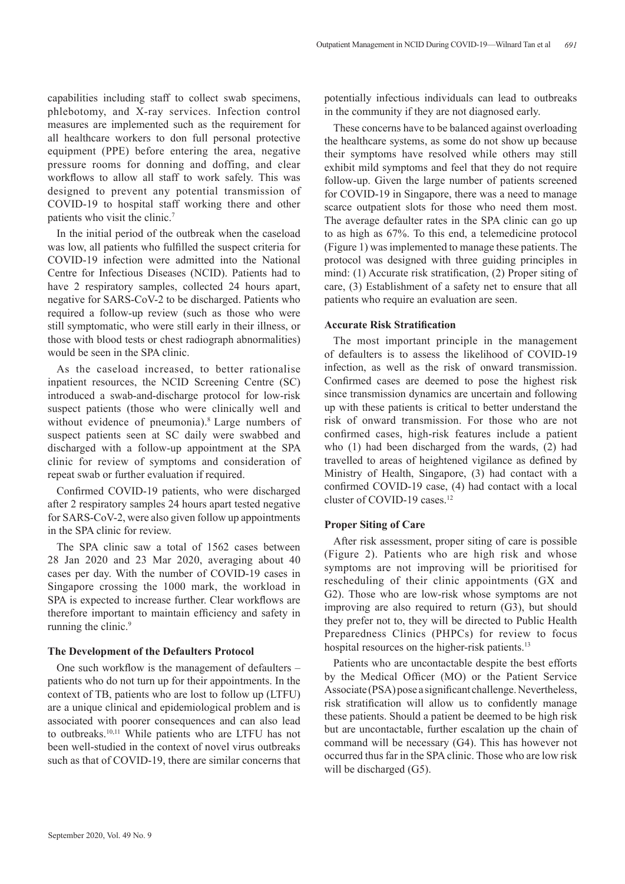capabilities including staff to collect swab specimens, phlebotomy, and X-ray services. Infection control measures are implemented such as the requirement for all healthcare workers to don full personal protective equipment (PPE) before entering the area, negative pressure rooms for donning and doffing, and clear workflows to allow all staff to work safely. This was designed to prevent any potential transmission of COVID-19 to hospital staff working there and other patients who visit the clinic.[7]

In the initial period of the outbreak when the caseload was low, all patients who fulfilled the suspect criteria for COVID-19 infection were admitted into the National Centre for Infectious Diseases (NCID). Patients had to have 2 respiratory samples, collected 24 hours apart, negative for SARS-CoV-2 to be discharged. Patients who required a follow-up review (such as those who were still symptomatic, who were still early in their illness, or those with blood tests or chest radiograph abnormalities) would be seen in the SPA clinic.

As the caseload increased, to better rationalise inpatient resources, the NCID Screening Centre (SC) introduced a swab-and-discharge protocol for low-risk suspect patients (those who were clinically well and without evidence of pneumonia).[8] Large numbers of suspect patients seen at SC daily were swabbed and discharged with a follow-up appointment at the SPA clinic for review of symptoms and consideration of repeat swab or further evaluation if required.

Confirmed COVID-19 patients, who were discharged after 2 respiratory samples 24 hours apart tested negative for SARS-CoV-2, were also given follow up appointments in the SPA clinic for review.

The SPA clinic saw a total of 1562 cases between 28 Jan 2020 and 23 Mar 2020, averaging about 40 cases per day. With the number of COVID-19 cases in Singapore crossing the 1000 mark, the workload in SPA is expected to increase further. Clear workflows are therefore important to maintain efficiency and safety in running the clinic.[9]

### The Development of the Defaulters Protocol

One such workflow is the management of defaulters – patients who do not turn up for their appointments. In the context of TB, patients who are lost to follow up (LTFU) are a unique clinical and epidemiological problem and is associated with poorer consequences and can also lead to outbreaks.[10,11] While patients who are LTFU has not been well-studied in the context of novel virus outbreaks such as that of COVID-19, there are similar concerns that potentially infectious individuals can lead to outbreaks in the community if they are not diagnosed early.

These concerns have to be balanced against overloading the healthcare systems, as some do not show up because their symptoms have resolved while others may still exhibit mild symptoms and feel that they do not require follow-up. Given the large number of patients screened for COVID-19 in Singapore, there was a need to manage scarce outpatient slots for those who need them most. The average defaulter rates in the SPA clinic can go up to as high as 67%. To this end, a telemedicine protocol (Figure 1) was implemented to manage these patients. The protocol was designed with three guiding principles in mind: (1) Accurate risk stratification, (2) Proper siting of care, (3) Establishment of a safety net to ensure that all patients who require an evaluation are seen.

### Accurate Risk Stratification

The most important principle in the management of defaulters is to assess the likelihood of COVID-19 infection, as well as the risk of onward transmission. Confirmed cases are deemed to pose the highest risk since transmission dynamics are uncertain and following up with these patients is critical to better understand the risk of onward transmission. For those who are not confirmed cases, high-risk features include a patient who (1) had been discharged from the wards, (2) had travelled to areas of heightened vigilance as defined by Ministry of Health, Singapore, (3) had contact with a confirmed COVID-19 case, (4) had contact with a local cluster of COVID-19 cases.[12]

### Proper Siting of Care

After risk assessment, proper siting of care is possible (Figure 2). Patients who are high risk and whose symptoms are not improving will be prioritised for rescheduling of their clinic appointments (GX and G2). Those who are low-risk whose symptoms are not improving are also required to return (G3), but should they prefer not to, they will be directed to Public Health Preparedness Clinics (PHPCs) for review to focus hospital resources on the higher-risk patients.[13]

Patients who are uncontactable despite the best efforts by the Medical Officer (MO) or the Patient Service Associate (PSA) pose a significant challenge. Nevertheless, risk stratification will allow us to confidently manage these patients. Should a patient be deemed to be high risk but are uncontactable, further escalation up the chain of command will be necessary (G4). This has however not occurred thus far in the SPA clinic. Those who are low risk will be discharged (G5).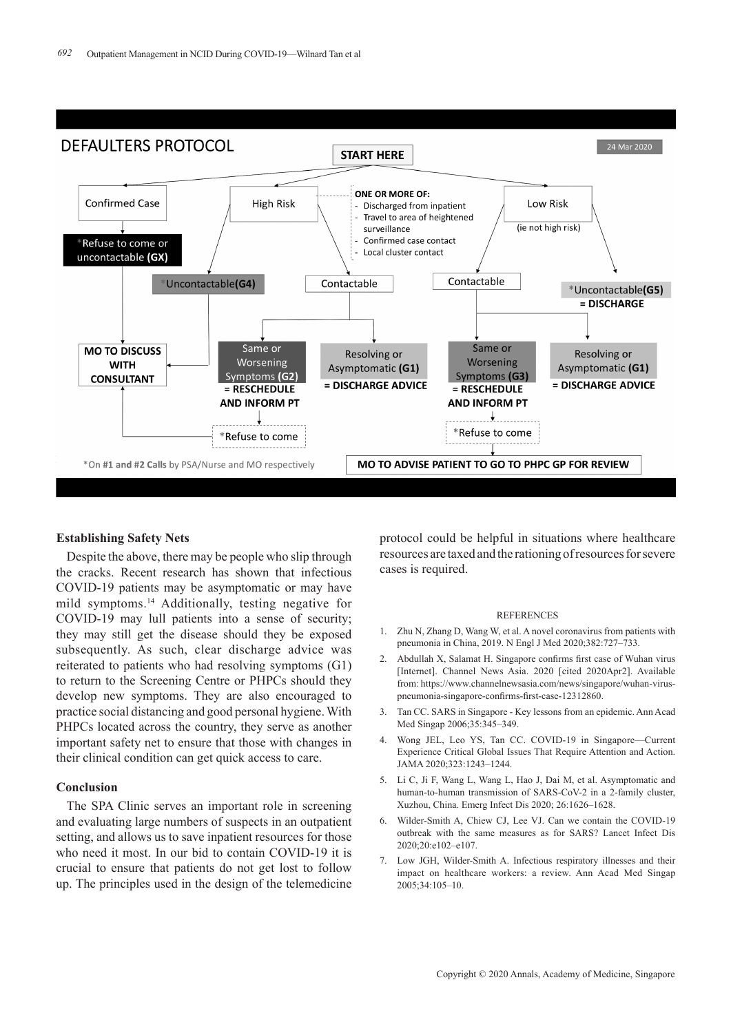DEFAULTERS PROTOCOL

24 Mar 2020

START HERE

- Confirmed Case
  - *Refuse to come or uncontactable (GX) → MO TO DISCUSS WITH CONSULTANT
- High Risk
  - ONE OR MORE OF:
    - Discharged from inpatient
    - Travel to area of heightened surveillance
    - Confirmed case contact
    - Local cluster contact
  - *Uncontactable (G4) → MO TO DISCUSS WITH CONSULTANT
  - Contactable
    - Same or Worsening Symptoms (G2) = RESCHEDULE AND INFORM PT → *Refuse to come → MO TO DISCUSS WITH CONSULTANT
    - Resolving or Asymptomatic (G1) = DISCHARGE ADVICE
- Low Risk (ie not high risk)
  - Contactable
    - Same or Worsening Symptoms (G3) = RESCHEDULE AND INFORM PT → *Refuse to come → MO TO ADVISE PATIENT TO GO TO PHPC GP FOR REVIEW
    - Resolving or Asymptomatic (G1) = DISCHARGE ADVICE
  - *Uncontactable (G5) = DISCHARGE

*On #1 and #2 Calls by PSA/Nurse and MO respectively

### Establishing Safety Nets

Despite the above, there may be people who slip through the cracks. Recent research has shown that infectious COVID-19 patients may be asymptomatic or may have mild symptoms.[14] Additionally, testing negative for COVID-19 may lull patients into a sense of security; they may still get the disease should they be exposed subsequently. As such, clear discharge advice was reiterated to patients who had resolving symptoms (G1) to return to the Screening Centre or PHPCs should they develop new symptoms. They are also encouraged to practice social distancing and good personal hygiene. With PHPCs located across the country, they serve as another important safety net to ensure that those with changes in their clinical condition can get quick access to care.

### Conclusion

The SPA Clinic serves an important role in screening and evaluating large numbers of suspects in an outpatient setting, and allows us to save inpatient resources for those who need it most. In our bid to contain COVID-19 it is crucial to ensure that patients do not get lost to follow up. The principles used in the design of the telemedicine protocol could be helpful in situations where healthcare resources are taxed and the rationing of resources for severe cases is required.

#### REFERENCES

1. Zhu N, Zhang D, Wang W, et al. A novel coronavirus from patients with pneumonia in China, 2019. N Engl J Med 2020;382:727–733.
2. Abdullah X, Salamat H. Singapore confirms first case of Wuhan virus [Internet]. Channel News Asia. 2020 [cited 2020Apr2]. Available from: https://www.channelnewsasia.com/news/singapore/wuhan-virus-pneumonia-singapore-confirms-first-case-12312860.
3. Tan CC. SARS in Singapore - Key lessons from an epidemic. Ann Acad Med Singap 2006;35:345–349.
4. Wong JEL, Leo YS, Tan CC. COVID-19 in Singapore—Current Experience Critical Global Issues That Require Attention and Action. JAMA 2020;323:1243–1244.
5. Li C, Ji F, Wang L, Wang L, Hao J, Dai M, et al. Asymptomatic and human-to-human transmission of SARS-CoV-2 in a 2-family cluster, Xuzhou, China. Emerg Infect Dis 2020; 26:1626–1628.
6. Wilder-Smith A, Chiew CJ, Lee VJ. Can we contain the COVID-19 outbreak with the same measures as for SARS? Lancet Infect Dis 2020;20:e102–e107.
7. Low JGH, Wilder-Smith A. Infectious respiratory illnesses and their impact on healthcare workers: a review. Ann Acad Med Singap 2005;34:105–10.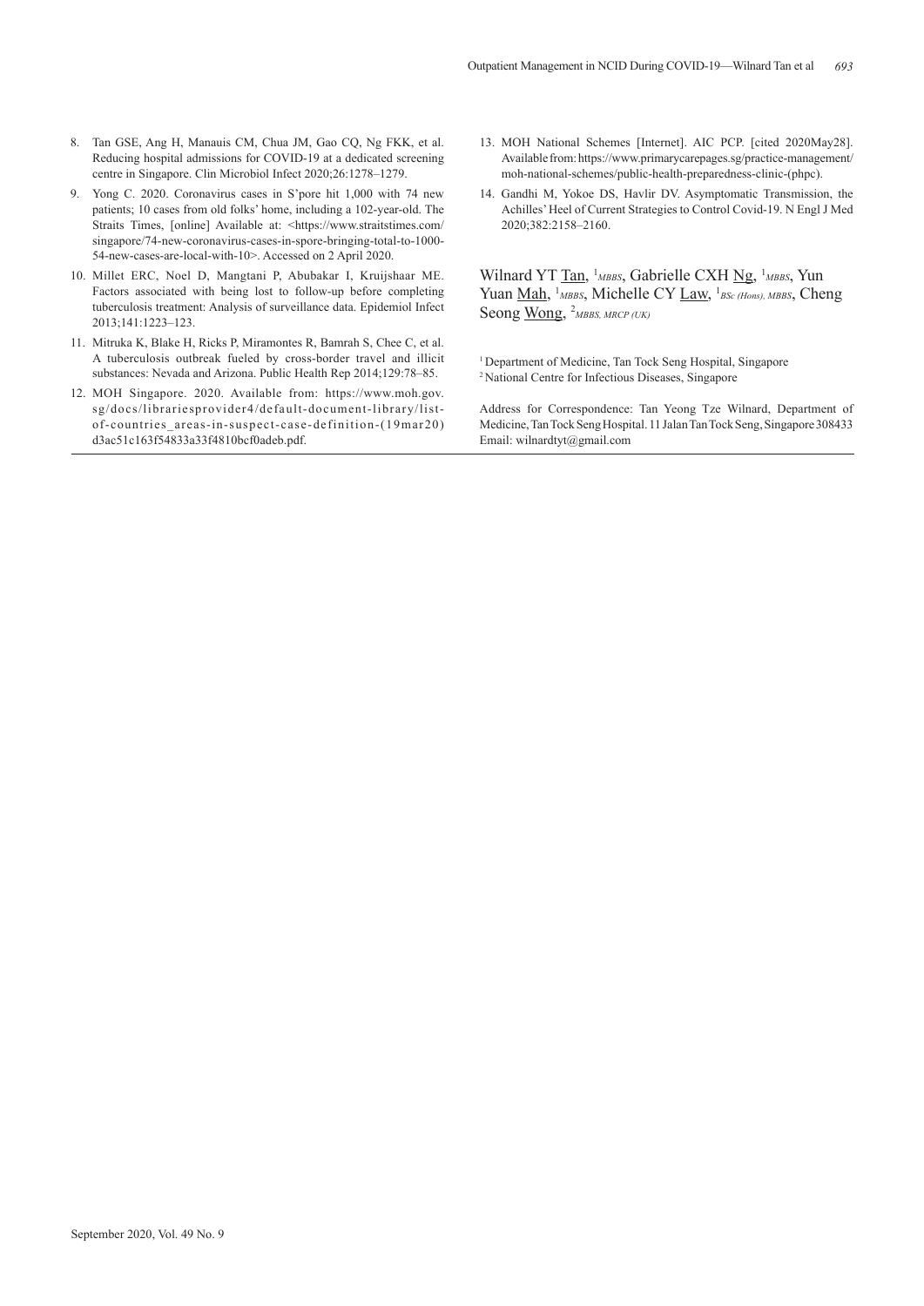8. Tan GSE, Ang H, Manauis CM, Chua JM, Gao CQ, Ng FKK, et al. Reducing hospital admissions for COVID-19 at a dedicated screening centre in Singapore. Clin Microbiol Infect 2020;26:1278–1279.
9. Yong C. 2020. Coronavirus cases in S'pore hit 1,000 with 74 new patients; 10 cases from old folks' home, including a 102-year-old. The Straits Times, [online] Available at: <https://www.straitstimes.com/singapore/74-new-coronavirus-cases-in-spore-bringing-total-to-1000-54-new-cases-are-local-with-10>. Accessed on 2 April 2020.
10. Millet ERC, Noel D, Mangtani P, Abubakar I, Kruijshaar ME. Factors associated with being lost to follow-up before completing tuberculosis treatment: Analysis of surveillance data. Epidemiol Infect 2013;141:1223–123.
11. Mitruka K, Blake H, Ricks P, Miramontes R, Bamrah S, Chee C, et al. A tuberculosis outbreak fueled by cross-border travel and illicit substances: Nevada and Arizona. Public Health Rep 2014;129:78–85.
12. MOH Singapore. 2020. Available from: https://www.moh.gov.sg/docs/librariesprovider4/default-document-library/list-of-countries_areas-in-suspect-case-definition-(19mar20)d3ac51c163f54833a33f4810bcf0adeb.pdf.
13. MOH National Schemes [Internet]. AIC PCP. [cited 2020May28]. Available from: https://www.primarycarepages.sg/practice-management/moh-national-schemes/public-health-preparedness-clinic-(phpc).
14. Gandhi M, Yokoe DS, Havlir DV. Asymptomatic Transmission, the Achilles' Heel of Current Strategies to Control Covid-19. N Engl J Med 2020;382:2158–2160.

Wilnard YT Tan, [1] *MBBS*, Gabrielle CXH Ng, [1] *MBBS*, Yun Yuan Mah, [1] *MBBS*, Michelle CY Law, [1] *BSc (Hons), MBBS*, Cheng Seong Wong, [2] *MBBS, MRCP (UK)*

[1] Department of Medicine, Tan Tock Seng Hospital, Singapore
[2] National Centre for Infectious Diseases, Singapore

Address for Correspondence: Tan Yeong Tze Wilnard, Department of Medicine, Tan Tock Seng Hospital. 11 Jalan Tan Tock Seng, Singapore 308433
Email: wilnardtyt@gmail.com